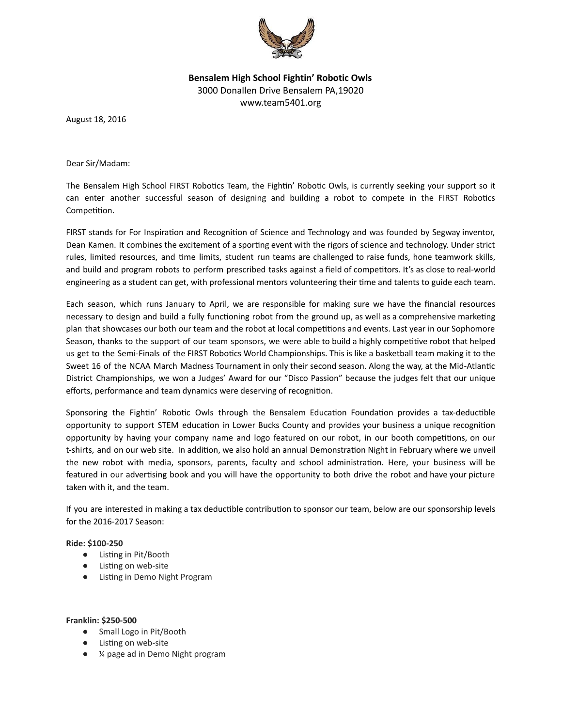**Bensalem High School Fightin' Robotic Owls**
3000 Donallen Drive Bensalem PA,19020
www.team5401.org

August 18, 2016

Dear Sir/Madam:

The Bensalem High School FIRST Robotics Team, the Fightin' Robotic Owls, is currently seeking your support so it can enter another successful season of designing and building a robot to compete in the FIRST Robotics Competition.

FIRST stands for For Inspiration and Recognition of Science and Technology and was founded by Segway inventor, Dean Kamen. It combines the excitement of a sporting event with the rigors of science and technology. Under strict rules, limited resources, and time limits, student run teams are challenged to raise funds, hone teamwork skills, and build and program robots to perform prescribed tasks against a field of competitors. It's as close to real-world engineering as a student can get, with professional mentors volunteering their time and talents to guide each team.

Each season, which runs January to April, we are responsible for making sure we have the financial resources necessary to design and build a fully functioning robot from the ground up, as well as a comprehensive marketing plan that showcases our both our team and the robot at local competitions and events. Last year in our Sophomore Season, thanks to the support of our team sponsors, we were able to build a highly competitive robot that helped us get to the Semi-Finals of the FIRST Robotics World Championships. This is like a basketball team making it to the Sweet 16 of the NCAA March Madness Tournament in only their second season. Along the way, at the Mid-Atlantic District Championships, we won a Judges' Award for our "Disco Passion" because the judges felt that our unique efforts, performance and team dynamics were deserving of recognition.

Sponsoring the Fightin' Robotic Owls through the Bensalem Education Foundation provides a tax-deductible opportunity to support STEM education in Lower Bucks County and provides your business a unique recognition opportunity by having your company name and logo featured on our robot, in our booth competitions, on our t-shirts, and on our web site. In addition, we also hold an annual Demonstration Night in February where we unveil the new robot with media, sponsors, parents, faculty and school administration. Here, your business will be featured in our advertising book and you will have the opportunity to both drive the robot and have your picture taken with it, and the team.

If you are interested in making a tax deductible contribution to sponsor our team, below are our sponsorship levels for the 2016-2017 Season:

**Ride: $100-250**

- Listing in Pit/Booth
- Listing on web-site
- Listing in Demo Night Program

**Franklin: $250-500**

- Small Logo in Pit/Booth
- Listing on web-site
- ¼ page ad in Demo Night program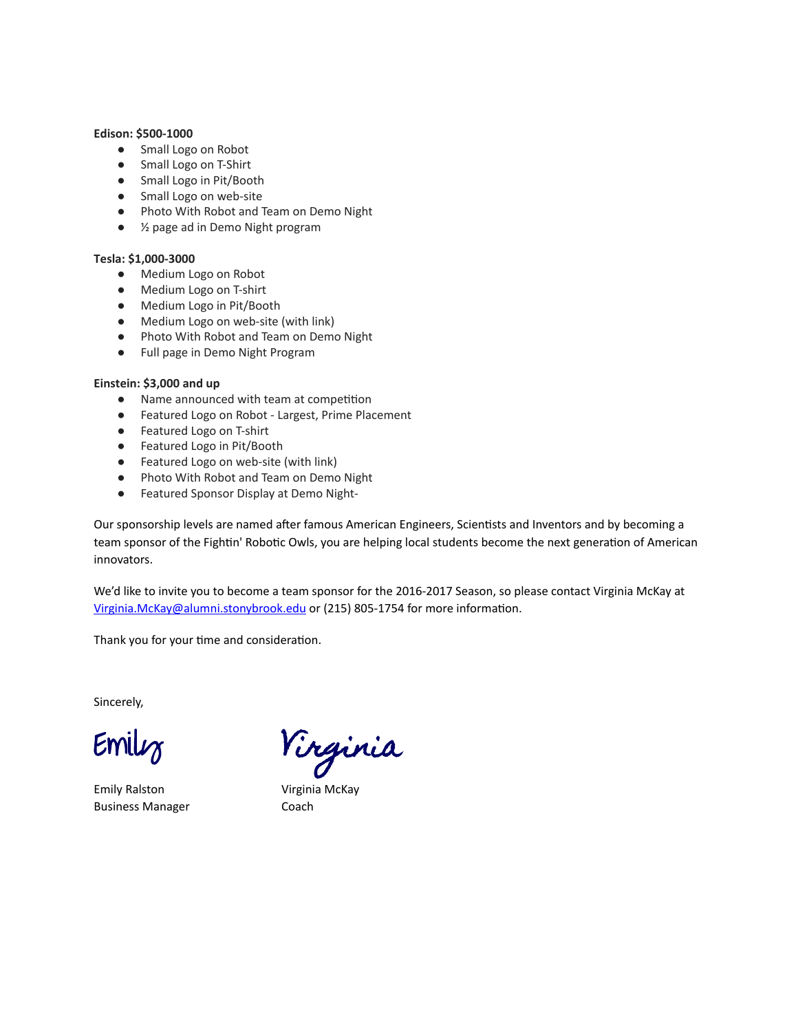**Edison: $500-1000**

- Small Logo on Robot
- Small Logo on T-Shirt
- Small Logo in Pit/Booth
- Small Logo on web-site
- Photo With Robot and Team on Demo Night
- ½ page ad in Demo Night program

**Tesla: $1,000-3000**

- Medium Logo on Robot
- Medium Logo on T-shirt
- Medium Logo in Pit/Booth
- Medium Logo on web-site (with link)
- Photo With Robot and Team on Demo Night
- Full page in Demo Night Program

**Einstein: $3,000 and up**

- Name announced with team at competition
- Featured Logo on Robot - Largest, Prime Placement
- Featured Logo on T-shirt
- Featured Logo in Pit/Booth
- Featured Logo on web-site (with link)
- Photo With Robot and Team on Demo Night
- Featured Sponsor Display at Demo Night-

Our sponsorship levels are named after famous American Engineers, Scientists and Inventors and by becoming a team sponsor of the Fightin' Robotic Owls, you are helping local students become the next generation of American innovators.

We'd like to invite you to become a team sponsor for the 2016-2017 Season, so please contact Virginia McKay at Virginia.McKay@alumni.stonybrook.edu or (215) 805-1754 for more information.

Thank you for your time and consideration.

Sincerely,

Emily

Emily Ralston
Business Manager

Virginia

Virginia McKay
Coach